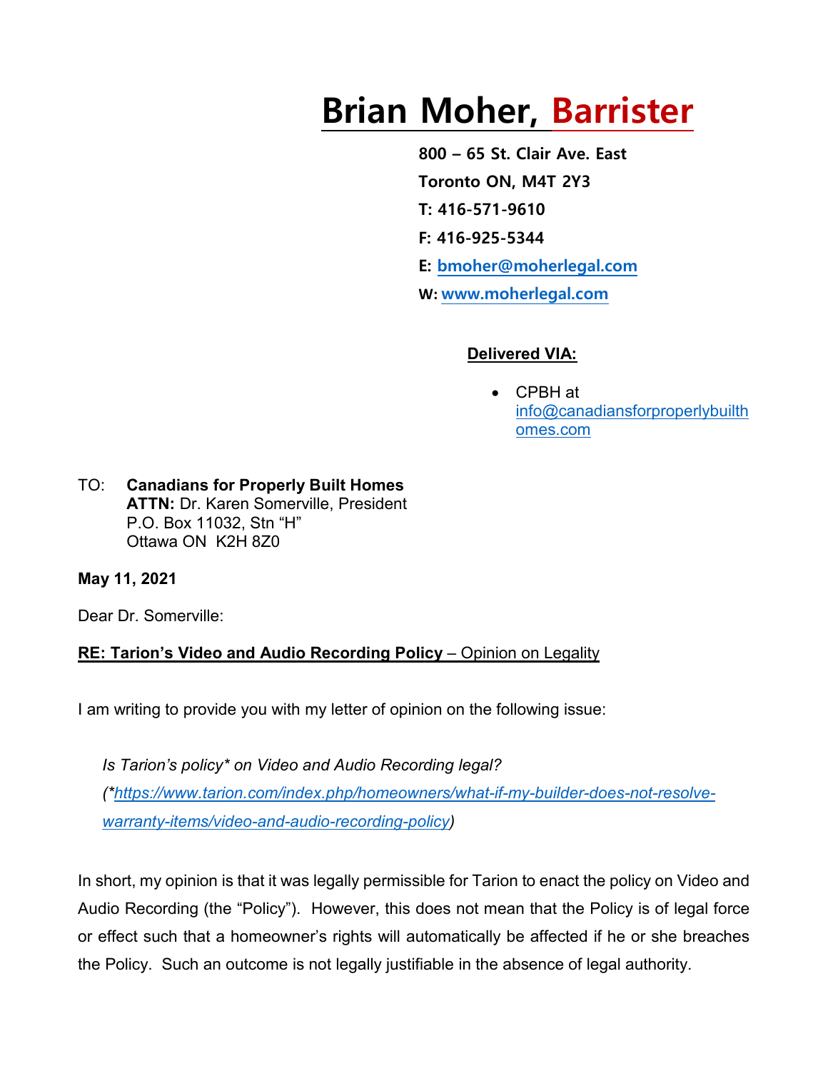# Brian Moher, Barrister

**800 – 65 St. Clair Ave. East**

**Toronto ON, M4T 2Y3**

**T: 416-571-9610**

**F: 416-925-5344**

**E: bmoher@moherlegal.com**

**W: www.moherlegal.com**

**Delivered VIA:**

- CPBH at info@canadiansforproperlybuilthomes.com

TO: **Canadians for Properly Built Homes**
**ATTN:** Dr. Karen Somerville, President
P.O. Box 11032, Stn "H"
Ottawa ON K2H 8Z0

**May 11, 2021**

Dear Dr. Somerville:

**RE: Tarion's Video and Audio Recording Policy** – Opinion on Legality

I am writing to provide you with my letter of opinion on the following issue:

*Is Tarion's policy\* on Video and Audio Recording legal?*

*(\*https://www.tarion.com/index.php/homeowners/what-if-my-builder-does-not-resolve-warranty-items/video-and-audio-recording-policy)*

In short, my opinion is that it was legally permissible for Tarion to enact the policy on Video and Audio Recording (the "Policy"). However, this does not mean that the Policy is of legal force or effect such that a homeowner's rights will automatically be affected if he or she breaches the Policy. Such an outcome is not legally justifiable in the absence of legal authority.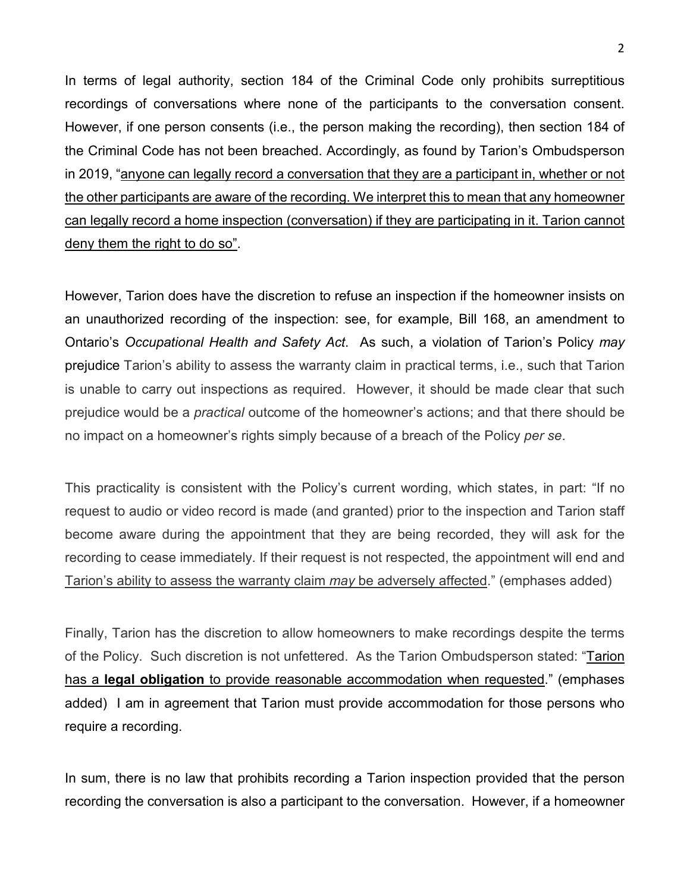In terms of legal authority, section 184 of the Criminal Code only prohibits surreptitious recordings of conversations where none of the participants to the conversation consent. However, if one person consents (i.e., the person making the recording), then section 184 of the Criminal Code has not been breached. Accordingly, as found by Tarion's Ombudsperson in 2019, "<u>anyone can legally record a conversation that they are a participant in, whether or not the other participants are aware of the recording. We interpret this to mean that any homeowner can legally record a home inspection (conversation) if they are participating in it. Tarion cannot deny them the right to do so</u>".

However, Tarion does have the discretion to refuse an inspection if the homeowner insists on an unauthorized recording of the inspection: see, for example, Bill 168, an amendment to Ontario's *Occupational Health and Safety Act*. As such, a violation of Tarion's Policy *may* prejudice Tarion's ability to assess the warranty claim in practical terms, i.e., such that Tarion is unable to carry out inspections as required. However, it should be made clear that such prejudice would be a *practical* outcome of the homeowner's actions; and that there should be no impact on a homeowner's rights simply because of a breach of the Policy *per se*.

This practicality is consistent with the Policy's current wording, which states, in part: "If no request to audio or video record is made (and granted) prior to the inspection and Tarion staff become aware during the appointment that they are being recorded, they will ask for the recording to cease immediately. If their request is not respected, the appointment will end and <u>Tarion's ability to assess the warranty claim *may* be adversely affected</u>." (emphases added)

Finally, Tarion has the discretion to allow homeowners to make recordings despite the terms of the Policy. Such discretion is not unfettered. As the Tarion Ombudsperson stated: "<u>Tarion has a **legal obligation** to provide reasonable accommodation when requested</u>." (emphases added) I am in agreement that Tarion must provide accommodation for those persons who require a recording.

In sum, there is no law that prohibits recording a Tarion inspection provided that the person recording the conversation is also a participant to the conversation. However, if a homeowner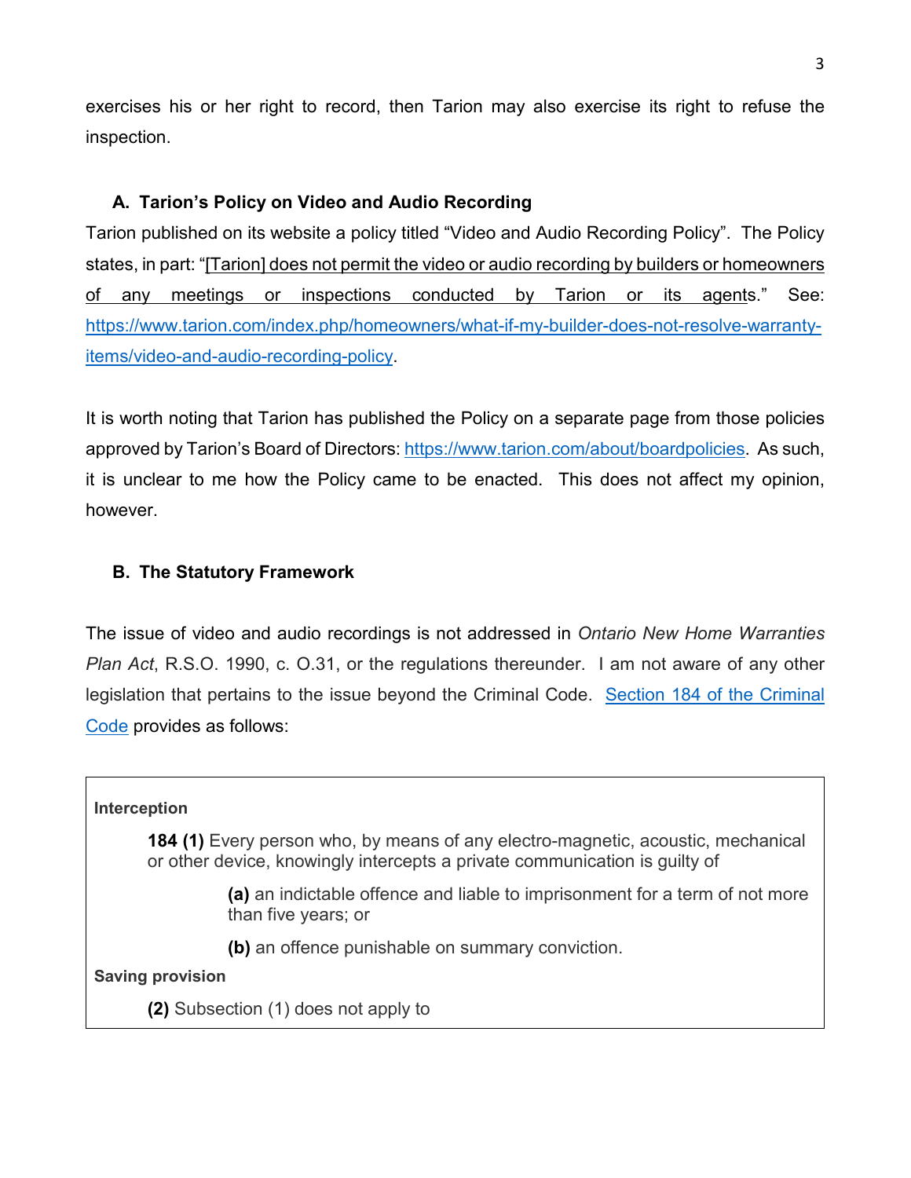exercises his or her right to record, then Tarion may also exercise its right to refuse the inspection.

### A. Tarion's Policy on Video and Audio Recording

Tarion published on its website a policy titled "Video and Audio Recording Policy". The Policy states, in part: "[Tarion] does not permit the video or audio recording by builders or homeowners of any meetings or inspections conducted by Tarion or its agents." See: https://www.tarion.com/index.php/homeowners/what-if-my-builder-does-not-resolve-warranty-items/video-and-audio-recording-policy.

It is worth noting that Tarion has published the Policy on a separate page from those policies approved by Tarion's Board of Directors: https://www.tarion.com/about/boardpolicies. As such, it is unclear to me how the Policy came to be enacted. This does not affect my opinion, however.

### B. The Statutory Framework

The issue of video and audio recordings is not addressed in *Ontario New Home Warranties Plan Act*, R.S.O. 1990, c. O.31, or the regulations thereunder. I am not aware of any other legislation that pertains to the issue beyond the Criminal Code. Section 184 of the Criminal Code provides as follows:

> **Interception**
>
> **184 (1)** Every person who, by means of any electro-magnetic, acoustic, mechanical or other device, knowingly intercepts a private communication is guilty of
>
> **(a)** an indictable offence and liable to imprisonment for a term of not more than five years; or
>
> **(b)** an offence punishable on summary conviction.
>
> **Saving provision**
>
> **(2)** Subsection (1) does not apply to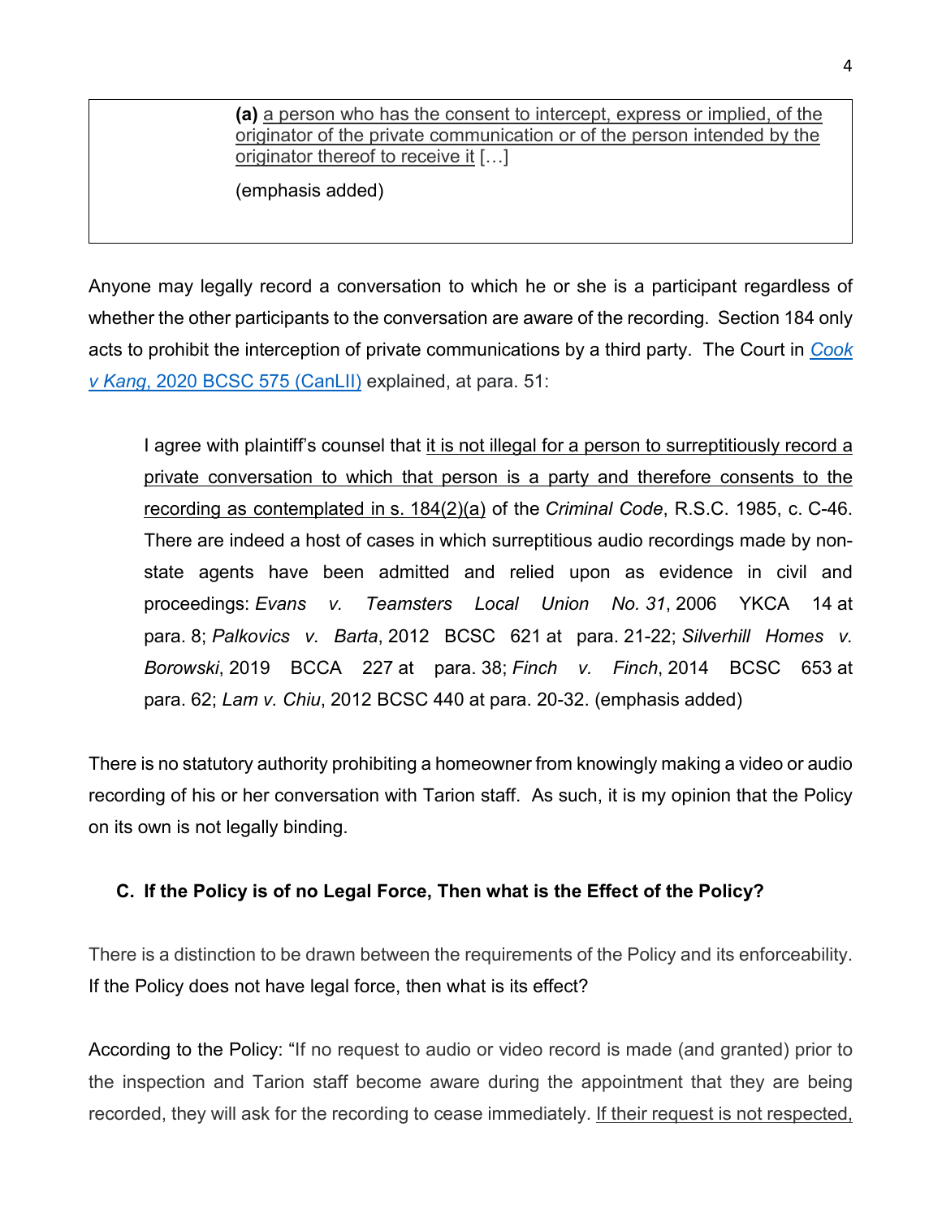> **(a)** <u>a person who has the consent to intercept, express or implied, of the originator of the private communication or of the person intended by the originator thereof to receive it</u> […]
>
> (emphasis added)

Anyone may legally record a conversation to which he or she is a participant regardless of whether the other participants to the conversation are aware of the recording. Section 184 only acts to prohibit the interception of private communications by a third party. The Court in [*Cook v Kang*, 2020 BCSC 575 (CanLII)]() explained, at para. 51:

> I agree with plaintiff's counsel that <u>it is not illegal for a person to surreptitiously record a private conversation to which that person is a party and therefore consents to the recording as contemplated in s. 184(2)(a)</u> of the *Criminal Code*, R.S.C. 1985, c. C-46. There are indeed a host of cases in which surreptitious audio recordings made by non-state agents have been admitted and relied upon as evidence in civil and proceedings: *Evans v. Teamsters Local Union No. 31*, 2006 YKCA 14 at para. 8; *Palkovics v. Barta*, 2012 BCSC 621 at para. 21-22; *Silverhill Homes v. Borowski*, 2019 BCCA 227 at para. 38; *Finch v. Finch*, 2014 BCSC 653 at para. 62; *Lam v. Chiu*, 2012 BCSC 440 at para. 20-32. (emphasis added)

There is no statutory authority prohibiting a homeowner from knowingly making a video or audio recording of his or her conversation with Tarion staff. As such, it is my opinion that the Policy on its own is not legally binding.

### C. If the Policy is of no Legal Force, Then what is the Effect of the Policy?

There is a distinction to be drawn between the requirements of the Policy and its enforceability. If the Policy does not have legal force, then what is its effect?

According to the Policy: "If no request to audio or video record is made (and granted) prior to the inspection and Tarion staff become aware during the appointment that they are being recorded, they will ask for the recording to cease immediately. <u>If their request is not respected,</u>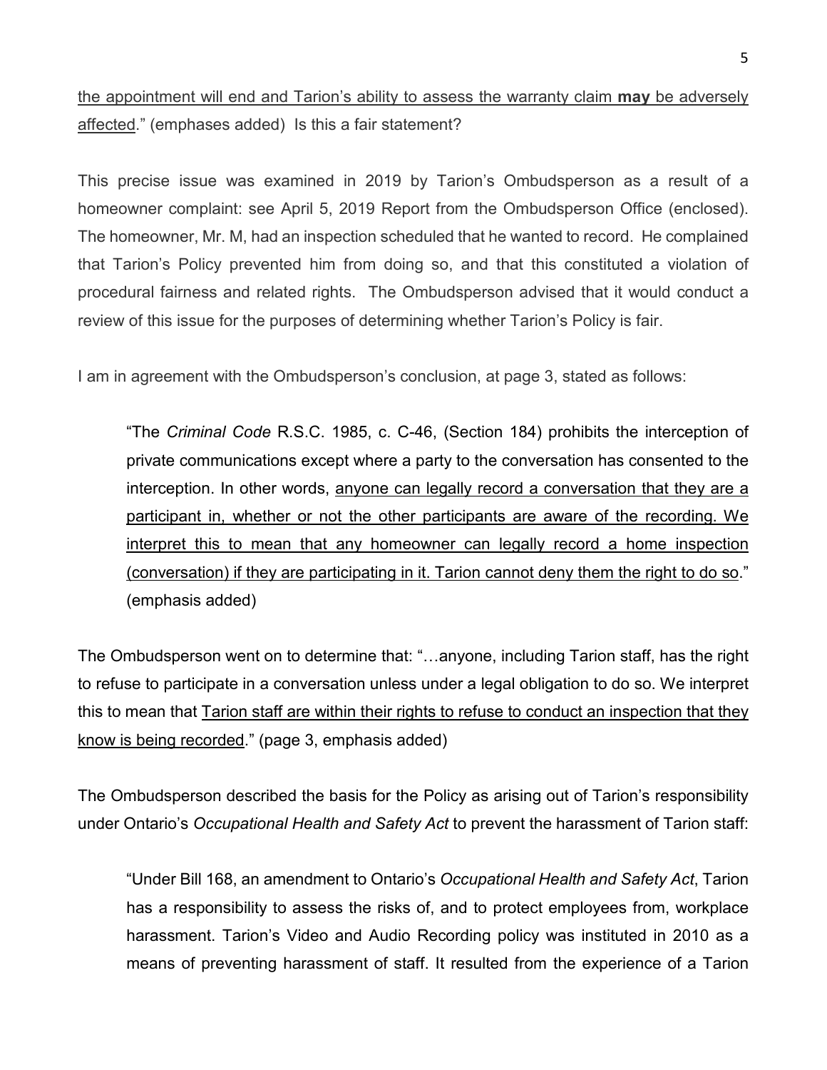<u>the appointment will end and Tarion's ability to assess the warranty claim **may** be adversely affected</u>." (emphases added) Is this a fair statement?

This precise issue was examined in 2019 by Tarion's Ombudsperson as a result of a homeowner complaint: see April 5, 2019 Report from the Ombudsperson Office (enclosed). The homeowner, Mr. M, had an inspection scheduled that he wanted to record. He complained that Tarion's Policy prevented him from doing so, and that this constituted a violation of procedural fairness and related rights. The Ombudsperson advised that it would conduct a review of this issue for the purposes of determining whether Tarion's Policy is fair.

I am in agreement with the Ombudsperson's conclusion, at page 3, stated as follows:

> "The *Criminal Code* R.S.C. 1985, c. C-46, (Section 184) prohibits the interception of private communications except where a party to the conversation has consented to the interception. In other words, <u>anyone can legally record a conversation that they are a participant in, whether or not the other participants are aware of the recording. We interpret this to mean that any homeowner can legally record a home inspection (conversation) if they are participating in it. Tarion cannot deny them the right to do so</u>." (emphasis added)

The Ombudsperson went on to determine that: "…anyone, including Tarion staff, has the right to refuse to participate in a conversation unless under a legal obligation to do so. We interpret this to mean that <u>Tarion staff are within their rights to refuse to conduct an inspection that they know is being recorded</u>." (page 3, emphasis added)

The Ombudsperson described the basis for the Policy as arising out of Tarion's responsibility under Ontario's *Occupational Health and Safety Act* to prevent the harassment of Tarion staff:

> "Under Bill 168, an amendment to Ontario's *Occupational Health and Safety Act*, Tarion has a responsibility to assess the risks of, and to protect employees from, workplace harassment. Tarion's Video and Audio Recording policy was instituted in 2010 as a means of preventing harassment of staff. It resulted from the experience of a Tarion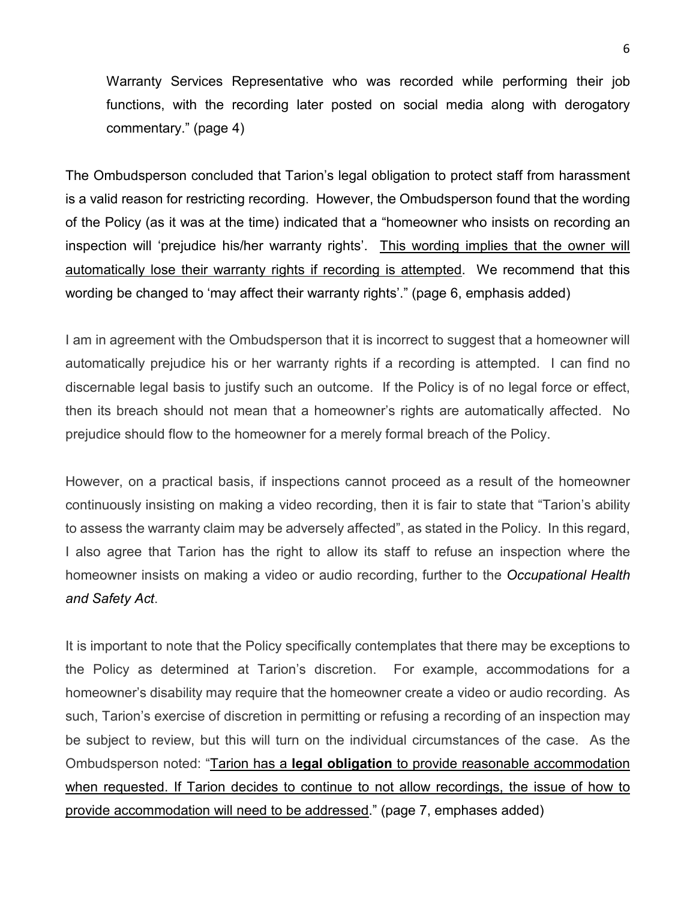Warranty Services Representative who was recorded while performing their job functions, with the recording later posted on social media along with derogatory commentary." (page 4)

The Ombudsperson concluded that Tarion's legal obligation to protect staff from harassment is a valid reason for restricting recording. However, the Ombudsperson found that the wording of the Policy (as it was at the time) indicated that a "homeowner who insists on recording an inspection will 'prejudice his/her warranty rights'. <u>This wording implies that the owner will automatically lose their warranty rights if recording is attempted</u>. We recommend that this wording be changed to 'may affect their warranty rights'." (page 6, emphasis added)

I am in agreement with the Ombudsperson that it is incorrect to suggest that a homeowner will automatically prejudice his or her warranty rights if a recording is attempted. I can find no discernable legal basis to justify such an outcome. If the Policy is of no legal force or effect, then its breach should not mean that a homeowner's rights are automatically affected. No prejudice should flow to the homeowner for a merely formal breach of the Policy.

However, on a practical basis, if inspections cannot proceed as a result of the homeowner continuously insisting on making a video recording, then it is fair to state that "Tarion's ability to assess the warranty claim may be adversely affected", as stated in the Policy. In this regard, I also agree that Tarion has the right to allow its staff to refuse an inspection where the homeowner insists on making a video or audio recording, further to the *Occupational Health and Safety Act*.

It is important to note that the Policy specifically contemplates that there may be exceptions to the Policy as determined at Tarion's discretion. For example, accommodations for a homeowner's disability may require that the homeowner create a video or audio recording. As such, Tarion's exercise of discretion in permitting or refusing a recording of an inspection may be subject to review, but this will turn on the individual circumstances of the case. As the Ombudsperson noted: "<u>Tarion has a **legal obligation** to provide reasonable accommodation when requested. If Tarion decides to continue to not allow recordings, the issue of how to provide accommodation will need to be addressed</u>." (page 7, emphases added)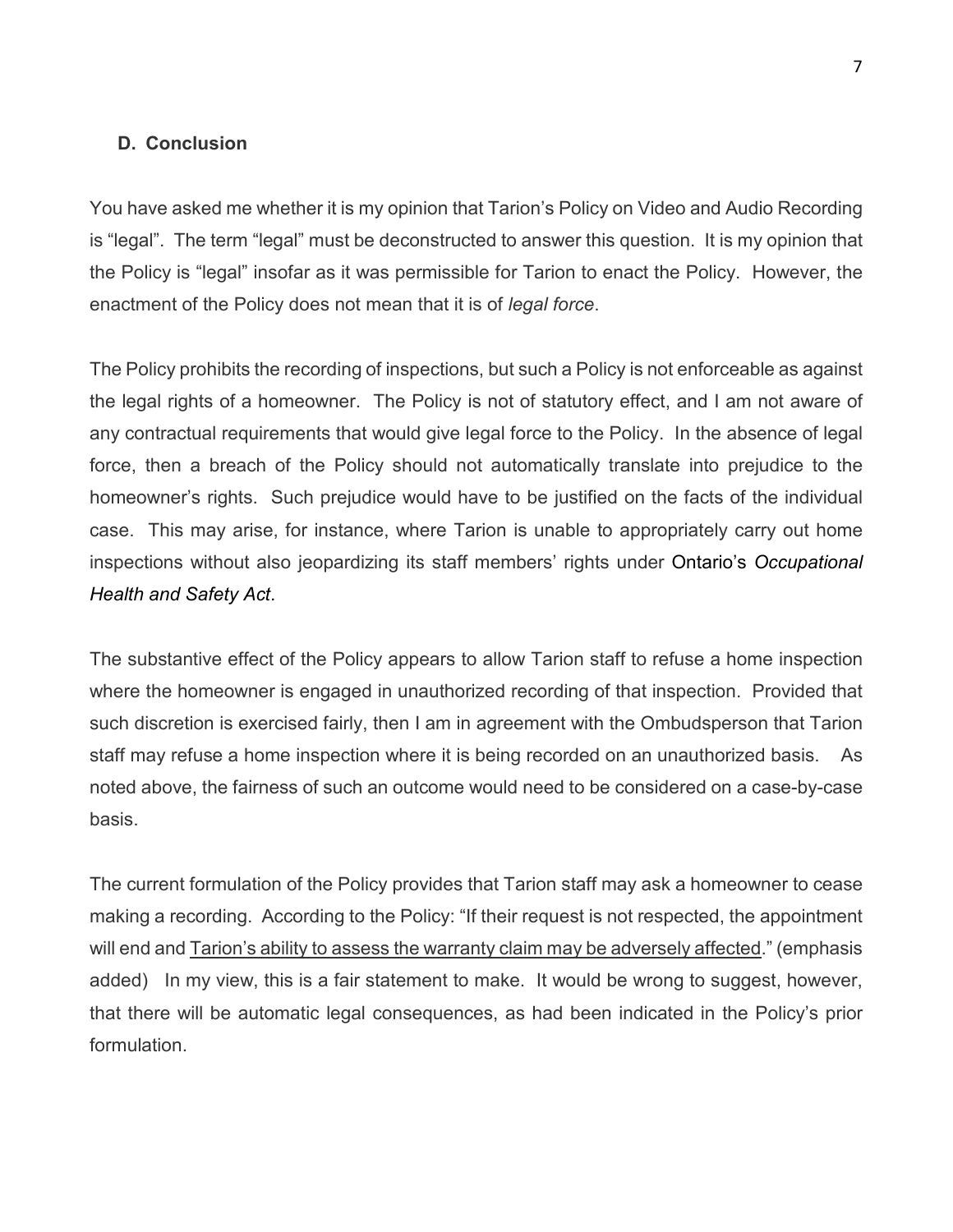### D. Conclusion

You have asked me whether it is my opinion that Tarion's Policy on Video and Audio Recording is "legal". The term "legal" must be deconstructed to answer this question. It is my opinion that the Policy is "legal" insofar as it was permissible for Tarion to enact the Policy. However, the enactment of the Policy does not mean that it is of *legal force*.

The Policy prohibits the recording of inspections, but such a Policy is not enforceable as against the legal rights of a homeowner. The Policy is not of statutory effect, and I am not aware of any contractual requirements that would give legal force to the Policy. In the absence of legal force, then a breach of the Policy should not automatically translate into prejudice to the homeowner's rights. Such prejudice would have to be justified on the facts of the individual case. This may arise, for instance, where Tarion is unable to appropriately carry out home inspections without also jeopardizing its staff members' rights under Ontario's *Occupational Health and Safety Act*.

The substantive effect of the Policy appears to allow Tarion staff to refuse a home inspection where the homeowner is engaged in unauthorized recording of that inspection. Provided that such discretion is exercised fairly, then I am in agreement with the Ombudsperson that Tarion staff may refuse a home inspection where it is being recorded on an unauthorized basis. As noted above, the fairness of such an outcome would need to be considered on a case-by-case basis.

The current formulation of the Policy provides that Tarion staff may ask a homeowner to cease making a recording. According to the Policy: "If their request is not respected, the appointment will end and <u>Tarion's ability to assess the warranty claim may be adversely affected</u>." (emphasis added) In my view, this is a fair statement to make. It would be wrong to suggest, however, that there will be automatic legal consequences, as had been indicated in the Policy's prior formulation.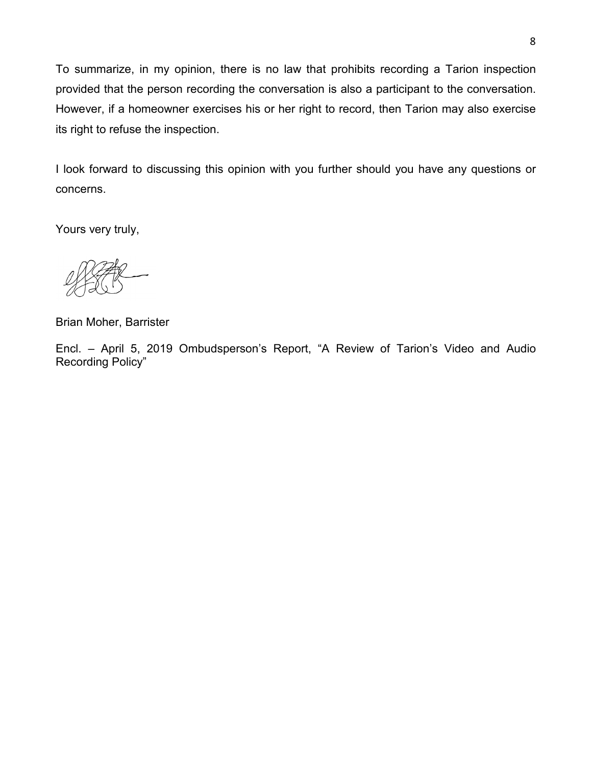To summarize, in my opinion, there is no law that prohibits recording a Tarion inspection provided that the person recording the conversation is also a participant to the conversation. However, if a homeowner exercises his or her right to record, then Tarion may also exercise its right to refuse the inspection.

I look forward to discussing this opinion with you further should you have any questions or concerns.

Yours very truly,

Brian Moher, Barrister

Encl. – April 5, 2019 Ombudsperson's Report, "A Review of Tarion's Video and Audio Recording Policy"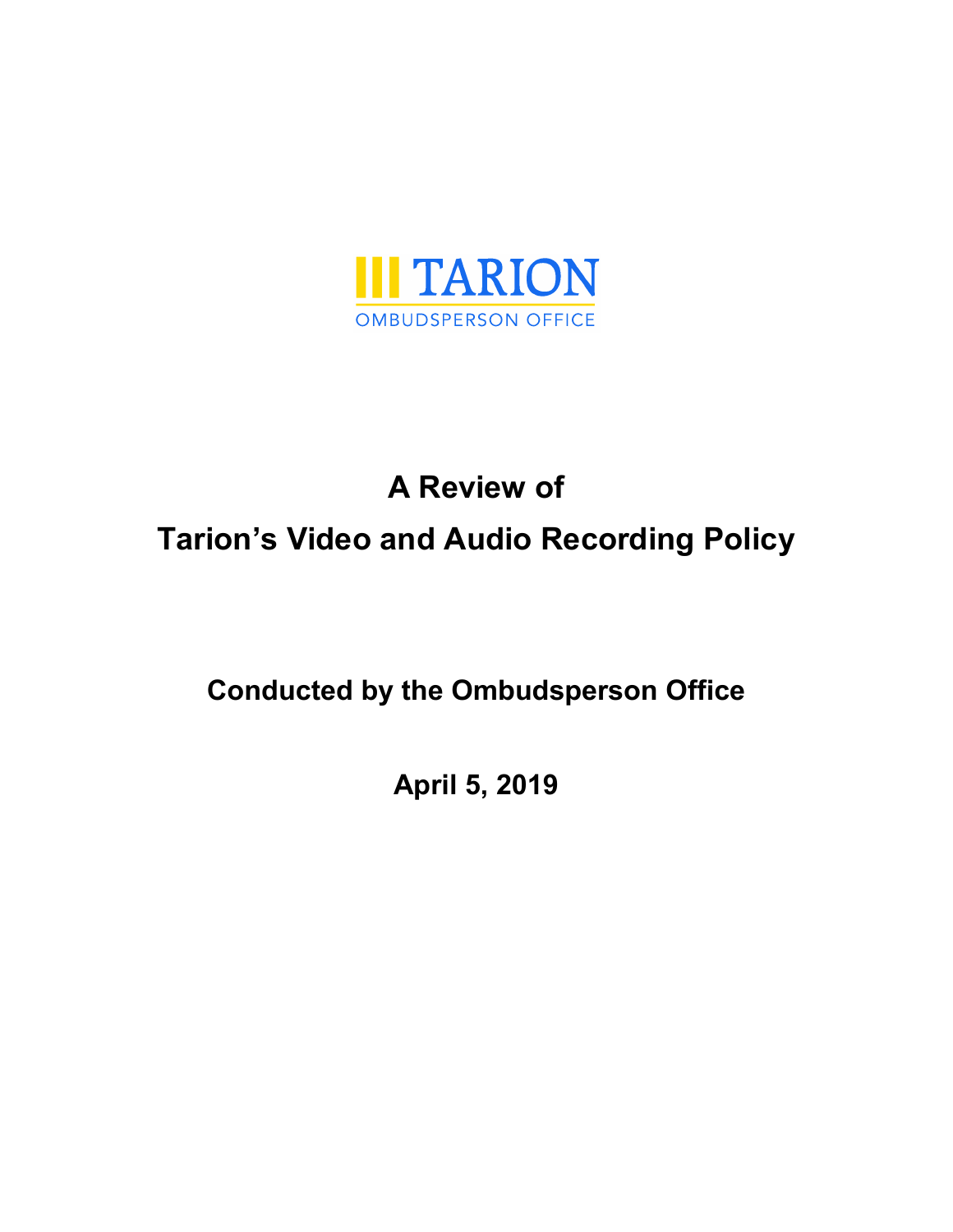TARION

OMBUDSPERSON OFFICE

# A Review of

# Tarion's Video and Audio Recording Policy

## Conducted by the Ombudsperson Office

## April 5, 2019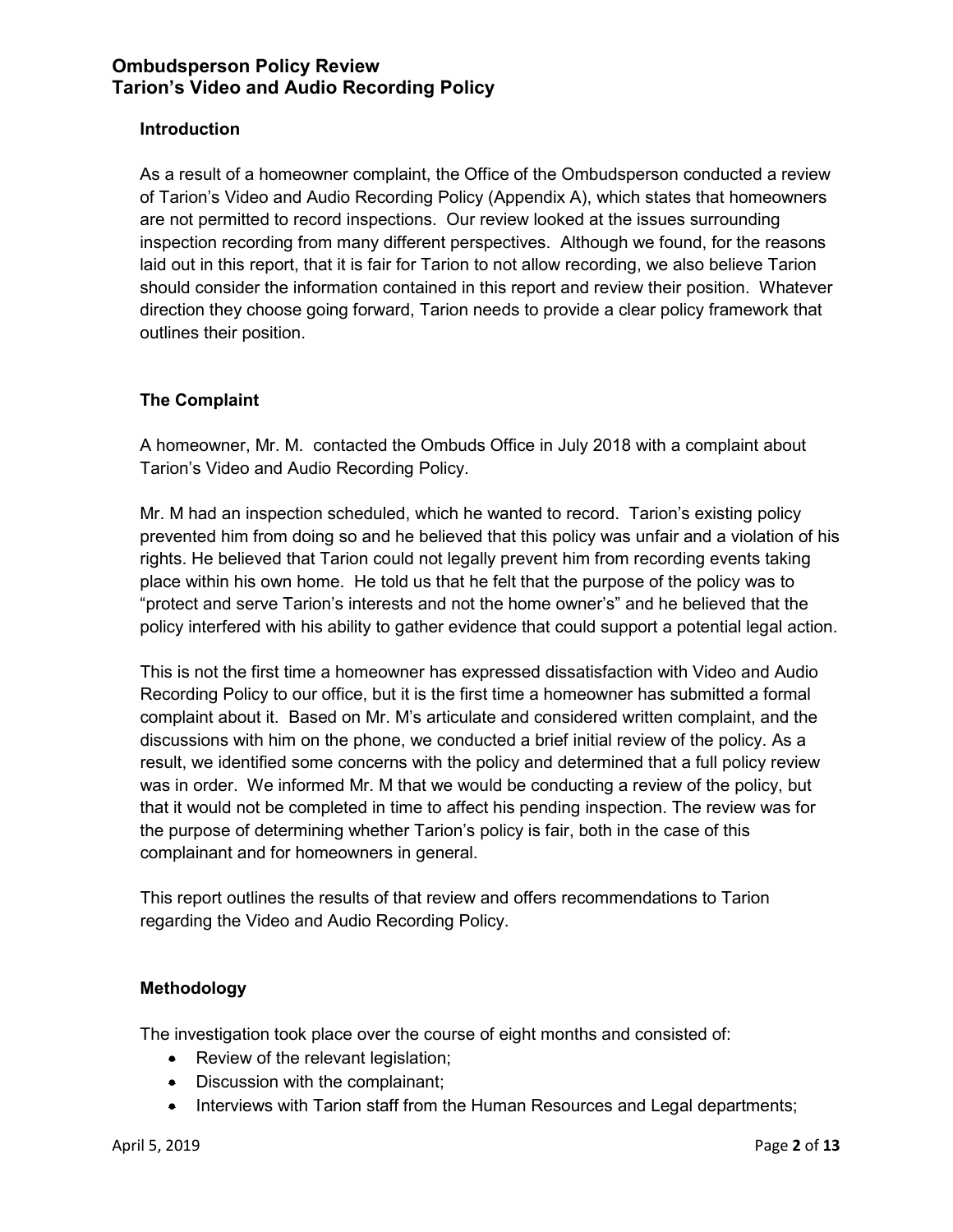## Introduction

As a result of a homeowner complaint, the Office of the Ombudsperson conducted a review of Tarion's Video and Audio Recording Policy (Appendix A), which states that homeowners are not permitted to record inspections. Our review looked at the issues surrounding inspection recording from many different perspectives. Although we found, for the reasons laid out in this report, that it is fair for Tarion to not allow recording, we also believe Tarion should consider the information contained in this report and review their position. Whatever direction they choose going forward, Tarion needs to provide a clear policy framework that outlines their position.

## The Complaint

A homeowner, Mr. M. contacted the Ombuds Office in July 2018 with a complaint about Tarion's Video and Audio Recording Policy.

Mr. M had an inspection scheduled, which he wanted to record. Tarion's existing policy prevented him from doing so and he believed that this policy was unfair and a violation of his rights. He believed that Tarion could not legally prevent him from recording events taking place within his own home. He told us that he felt that the purpose of the policy was to "protect and serve Tarion's interests and not the home owner's" and he believed that the policy interfered with his ability to gather evidence that could support a potential legal action.

This is not the first time a homeowner has expressed dissatisfaction with Video and Audio Recording Policy to our office, but it is the first time a homeowner has submitted a formal complaint about it. Based on Mr. M's articulate and considered written complaint, and the discussions with him on the phone, we conducted a brief initial review of the policy. As a result, we identified some concerns with the policy and determined that a full policy review was in order. We informed Mr. M that we would be conducting a review of the policy, but that it would not be completed in time to affect his pending inspection. The review was for the purpose of determining whether Tarion's policy is fair, both in the case of this complainant and for homeowners in general.

This report outlines the results of that review and offers recommendations to Tarion regarding the Video and Audio Recording Policy.

## Methodology

The investigation took place over the course of eight months and consisted of:

- Review of the relevant legislation;
- Discussion with the complainant;
- Interviews with Tarion staff from the Human Resources and Legal departments;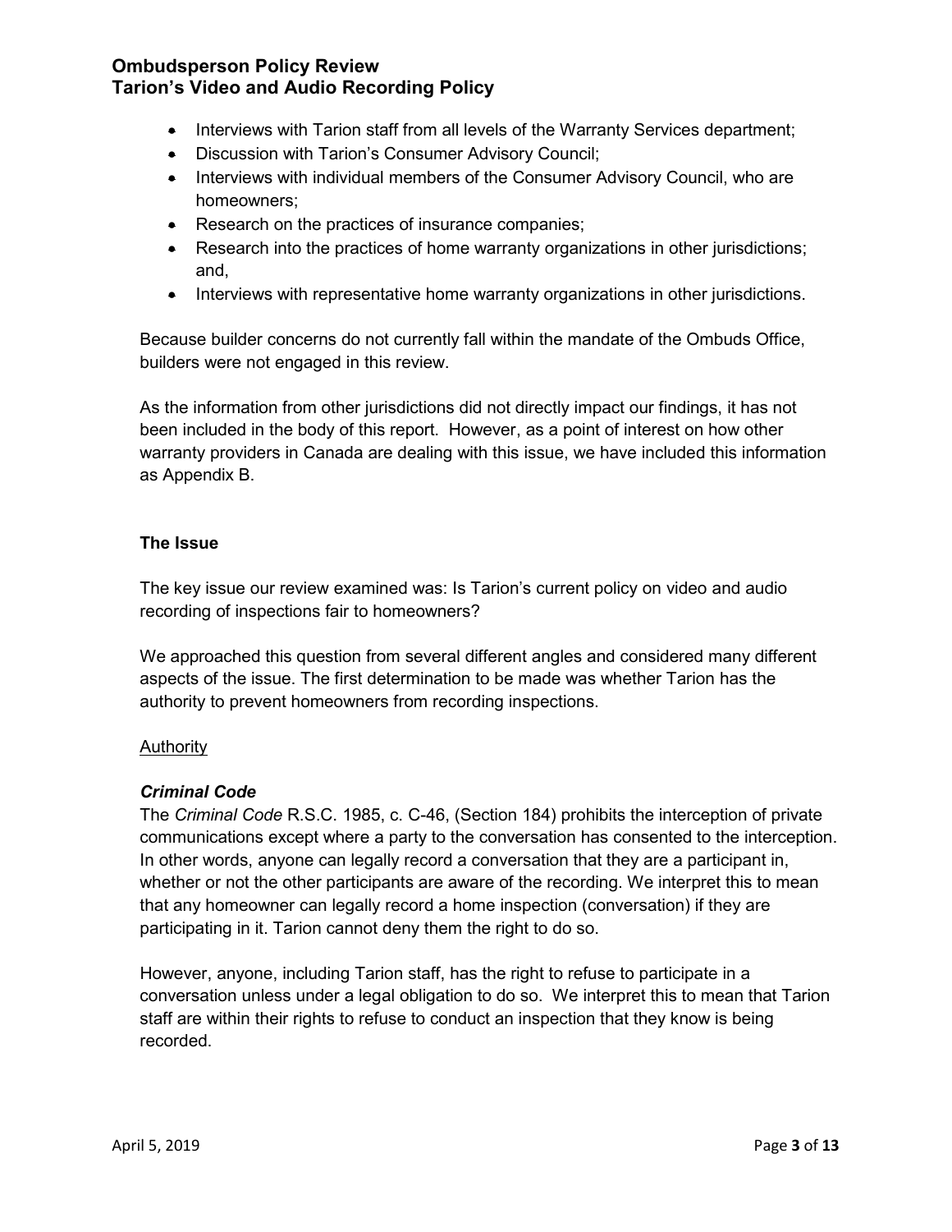- Interviews with Tarion staff from all levels of the Warranty Services department;
- Discussion with Tarion's Consumer Advisory Council;
- Interviews with individual members of the Consumer Advisory Council, who are homeowners;
- Research on the practices of insurance companies;
- Research into the practices of home warranty organizations in other jurisdictions; and,
- Interviews with representative home warranty organizations in other jurisdictions.

Because builder concerns do not currently fall within the mandate of the Ombuds Office, builders were not engaged in this review.

As the information from other jurisdictions did not directly impact our findings, it has not been included in the body of this report. However, as a point of interest on how other warranty providers in Canada are dealing with this issue, we have included this information as Appendix B.

**The Issue**

The key issue our review examined was: Is Tarion's current policy on video and audio recording of inspections fair to homeowners?

We approached this question from several different angles and considered many different aspects of the issue. The first determination to be made was whether Tarion has the authority to prevent homeowners from recording inspections.

<u>Authority</u>

***Criminal Code***

The *Criminal Code* R.S.C. 1985, c. C-46, (Section 184) prohibits the interception of private communications except where a party to the conversation has consented to the interception. In other words, anyone can legally record a conversation that they are a participant in, whether or not the other participants are aware of the recording. We interpret this to mean that any homeowner can legally record a home inspection (conversation) if they are participating in it. Tarion cannot deny them the right to do so.

However, anyone, including Tarion staff, has the right to refuse to participate in a conversation unless under a legal obligation to do so. We interpret this to mean that Tarion staff are within their rights to refuse to conduct an inspection that they know is being recorded.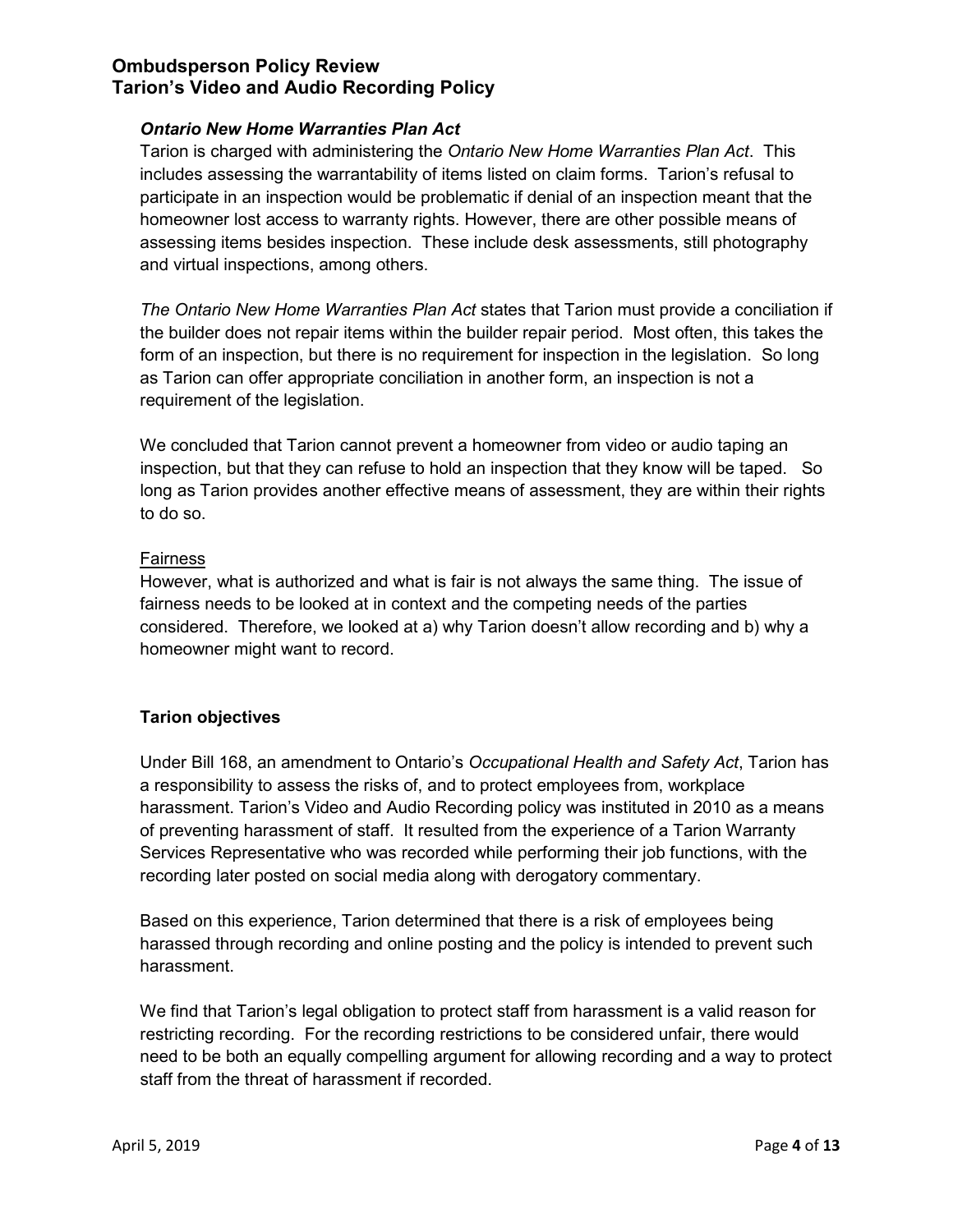### *Ontario New Home Warranties Plan Act*

Tarion is charged with administering the *Ontario New Home Warranties Plan Act*. This includes assessing the warrantability of items listed on claim forms. Tarion's refusal to participate in an inspection would be problematic if denial of an inspection meant that the homeowner lost access to warranty rights. However, there are other possible means of assessing items besides inspection. These include desk assessments, still photography and virtual inspections, among others.

*The Ontario New Home Warranties Plan Act* states that Tarion must provide a conciliation if the builder does not repair items within the builder repair period. Most often, this takes the form of an inspection, but there is no requirement for inspection in the legislation. So long as Tarion can offer appropriate conciliation in another form, an inspection is not a requirement of the legislation.

We concluded that Tarion cannot prevent a homeowner from video or audio taping an inspection, but that they can refuse to hold an inspection that they know will be taped. So long as Tarion provides another effective means of assessment, they are within their rights to do so.

#### Fairness

However, what is authorized and what is fair is not always the same thing. The issue of fairness needs to be looked at in context and the competing needs of the parties considered. Therefore, we looked at a) why Tarion doesn't allow recording and b) why a homeowner might want to record.

### Tarion objectives

Under Bill 168, an amendment to Ontario's *Occupational Health and Safety Act*, Tarion has a responsibility to assess the risks of, and to protect employees from, workplace harassment. Tarion's Video and Audio Recording policy was instituted in 2010 as a means of preventing harassment of staff. It resulted from the experience of a Tarion Warranty Services Representative who was recorded while performing their job functions, with the recording later posted on social media along with derogatory commentary.

Based on this experience, Tarion determined that there is a risk of employees being harassed through recording and online posting and the policy is intended to prevent such harassment.

We find that Tarion's legal obligation to protect staff from harassment is a valid reason for restricting recording. For the recording restrictions to be considered unfair, there would need to be both an equally compelling argument for allowing recording and a way to protect staff from the threat of harassment if recorded.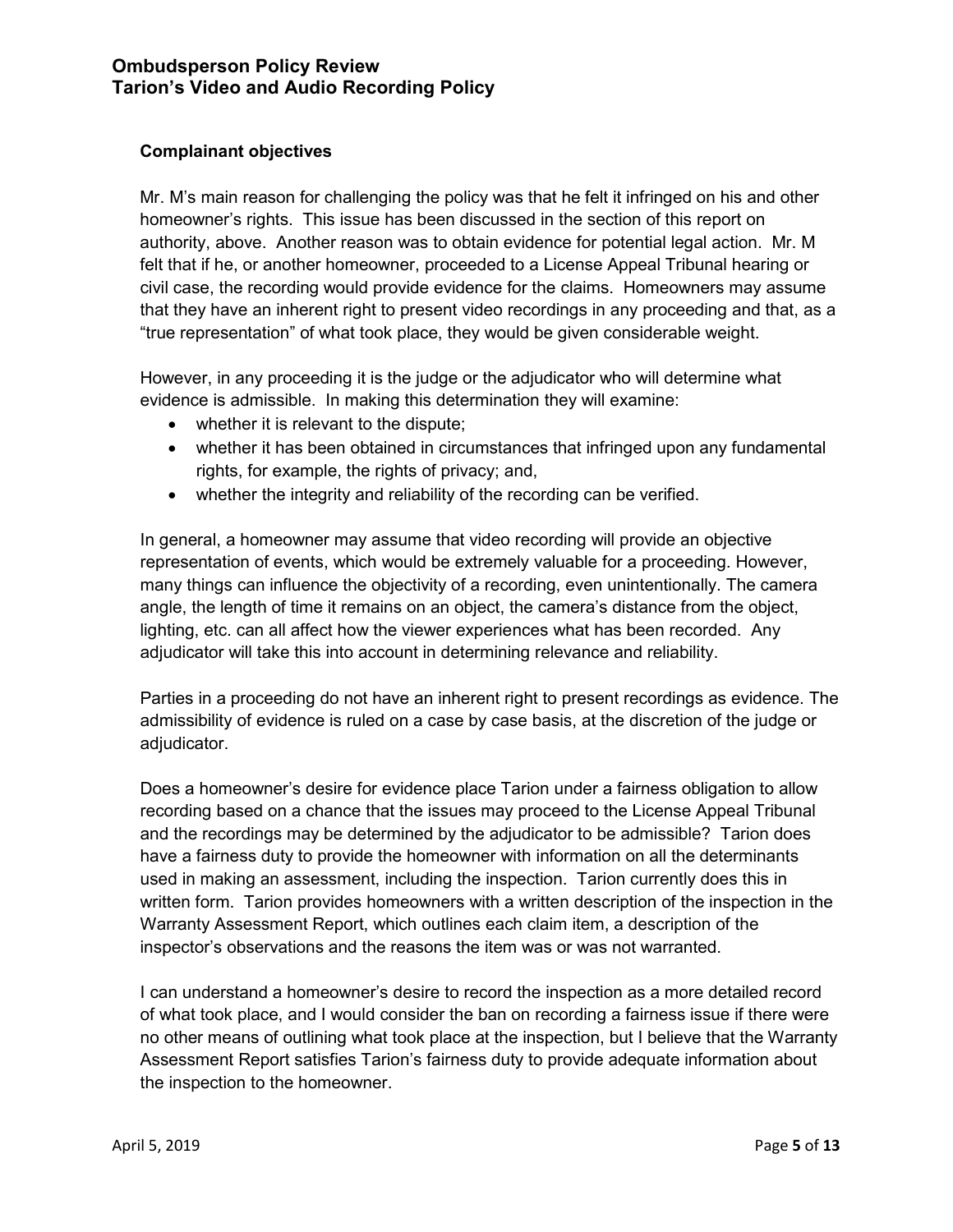### Complainant objectives

Mr. M's main reason for challenging the policy was that he felt it infringed on his and other homeowner's rights. This issue has been discussed in the section of this report on authority, above. Another reason was to obtain evidence for potential legal action. Mr. M felt that if he, or another homeowner, proceeded to a License Appeal Tribunal hearing or civil case, the recording would provide evidence for the claims. Homeowners may assume that they have an inherent right to present video recordings in any proceeding and that, as a "true representation" of what took place, they would be given considerable weight.

However, in any proceeding it is the judge or the adjudicator who will determine what evidence is admissible. In making this determination they will examine:

- whether it is relevant to the dispute;
- whether it has been obtained in circumstances that infringed upon any fundamental rights, for example, the rights of privacy; and,
- whether the integrity and reliability of the recording can be verified.

In general, a homeowner may assume that video recording will provide an objective representation of events, which would be extremely valuable for a proceeding. However, many things can influence the objectivity of a recording, even unintentionally. The camera angle, the length of time it remains on an object, the camera's distance from the object, lighting, etc. can all affect how the viewer experiences what has been recorded. Any adjudicator will take this into account in determining relevance and reliability.

Parties in a proceeding do not have an inherent right to present recordings as evidence. The admissibility of evidence is ruled on a case by case basis, at the discretion of the judge or adjudicator.

Does a homeowner's desire for evidence place Tarion under a fairness obligation to allow recording based on a chance that the issues may proceed to the License Appeal Tribunal and the recordings may be determined by the adjudicator to be admissible? Tarion does have a fairness duty to provide the homeowner with information on all the determinants used in making an assessment, including the inspection. Tarion currently does this in written form. Tarion provides homeowners with a written description of the inspection in the Warranty Assessment Report, which outlines each claim item, a description of the inspector's observations and the reasons the item was or was not warranted.

I can understand a homeowner's desire to record the inspection as a more detailed record of what took place, and I would consider the ban on recording a fairness issue if there were no other means of outlining what took place at the inspection, but I believe that the Warranty Assessment Report satisfies Tarion's fairness duty to provide adequate information about the inspection to the homeowner.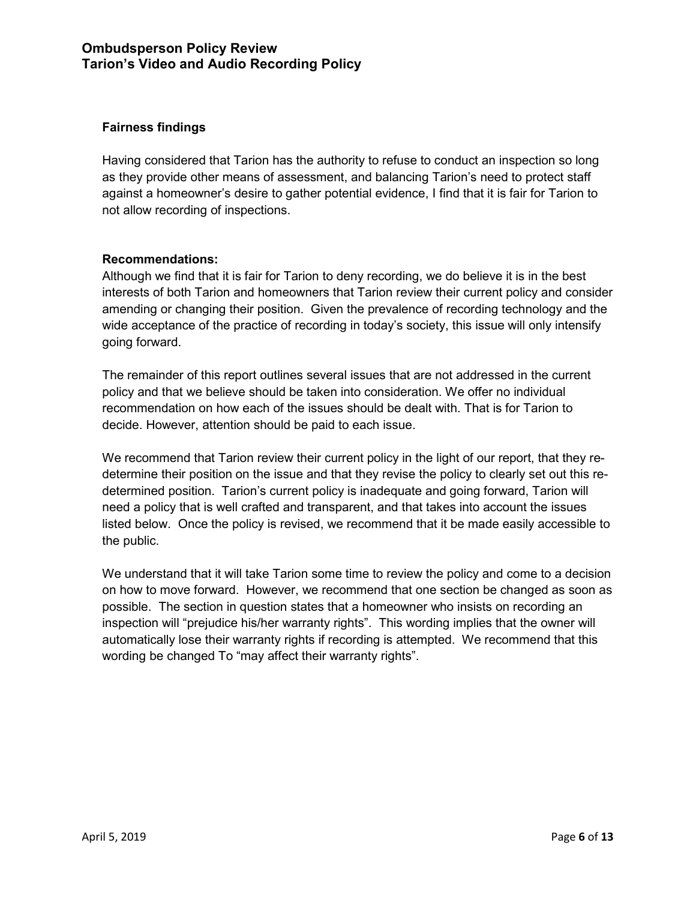### Fairness findings

Having considered that Tarion has the authority to refuse to conduct an inspection so long as they provide other means of assessment, and balancing Tarion's need to protect staff against a homeowner's desire to gather potential evidence, I find that it is fair for Tarion to not allow recording of inspections.

### Recommendations:

Although we find that it is fair for Tarion to deny recording, we do believe it is in the best interests of both Tarion and homeowners that Tarion review their current policy and consider amending or changing their position. Given the prevalence of recording technology and the wide acceptance of the practice of recording in today's society, this issue will only intensify going forward.

The remainder of this report outlines several issues that are not addressed in the current policy and that we believe should be taken into consideration. We offer no individual recommendation on how each of the issues should be dealt with. That is for Tarion to decide. However, attention should be paid to each issue.

We recommend that Tarion review their current policy in the light of our report, that they re-determine their position on the issue and that they revise the policy to clearly set out this re-determined position. Tarion's current policy is inadequate and going forward, Tarion will need a policy that is well crafted and transparent, and that takes into account the issues listed below. Once the policy is revised, we recommend that it be made easily accessible to the public.

We understand that it will take Tarion some time to review the policy and come to a decision on how to move forward. However, we recommend that one section be changed as soon as possible. The section in question states that a homeowner who insists on recording an inspection will "prejudice his/her warranty rights". This wording implies that the owner will automatically lose their warranty rights if recording is attempted. We recommend that this wording be changed To "may affect their warranty rights".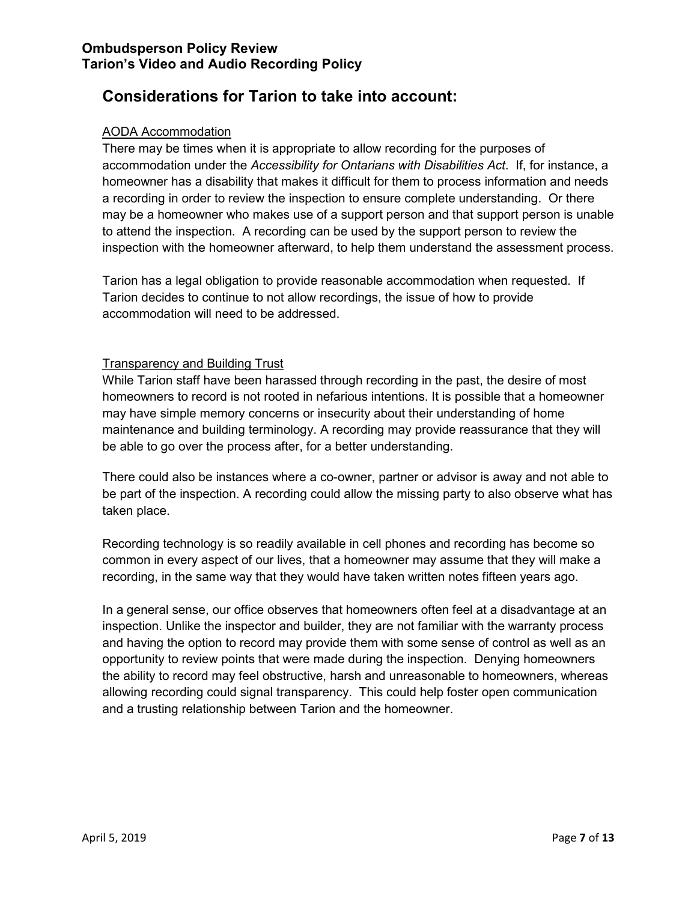## Considerations for Tarion to take into account:

### AODA Accommodation

There may be times when it is appropriate to allow recording for the purposes of accommodation under the *Accessibility for Ontarians with Disabilities Act*. If, for instance, a homeowner has a disability that makes it difficult for them to process information and needs a recording in order to review the inspection to ensure complete understanding. Or there may be a homeowner who makes use of a support person and that support person is unable to attend the inspection. A recording can be used by the support person to review the inspection with the homeowner afterward, to help them understand the assessment process.

Tarion has a legal obligation to provide reasonable accommodation when requested. If Tarion decides to continue to not allow recordings, the issue of how to provide accommodation will need to be addressed.

### Transparency and Building Trust

While Tarion staff have been harassed through recording in the past, the desire of most homeowners to record is not rooted in nefarious intentions. It is possible that a homeowner may have simple memory concerns or insecurity about their understanding of home maintenance and building terminology. A recording may provide reassurance that they will be able to go over the process after, for a better understanding.

There could also be instances where a co-owner, partner or advisor is away and not able to be part of the inspection. A recording could allow the missing party to also observe what has taken place.

Recording technology is so readily available in cell phones and recording has become so common in every aspect of our lives, that a homeowner may assume that they will make a recording, in the same way that they would have taken written notes fifteen years ago.

In a general sense, our office observes that homeowners often feel at a disadvantage at an inspection. Unlike the inspector and builder, they are not familiar with the warranty process and having the option to record may provide them with some sense of control as well as an opportunity to review points that were made during the inspection. Denying homeowners the ability to record may feel obstructive, harsh and unreasonable to homeowners, whereas allowing recording could signal transparency. This could help foster open communication and a trusting relationship between Tarion and the homeowner.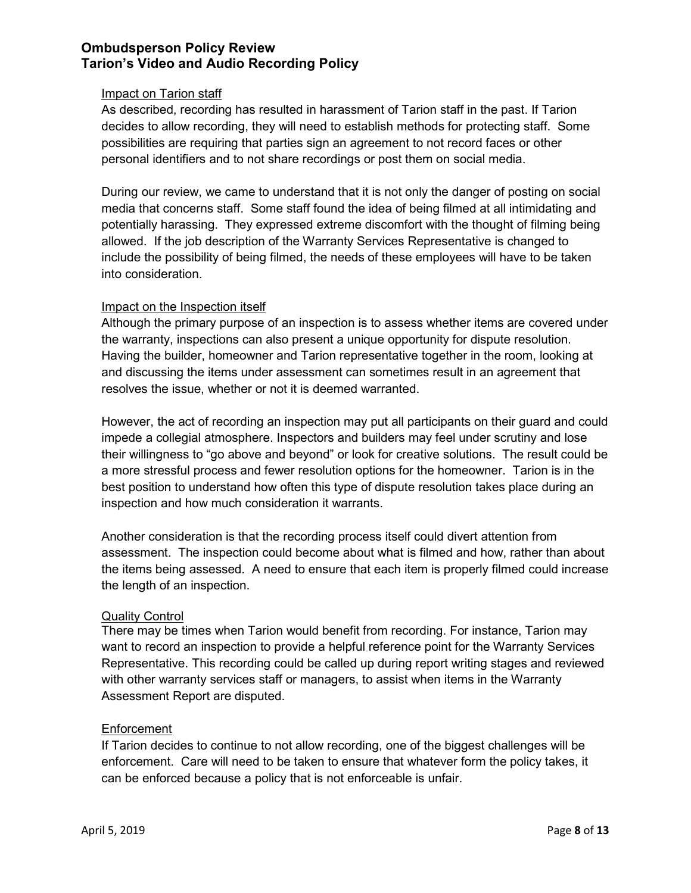### Impact on Tarion staff

As described, recording has resulted in harassment of Tarion staff in the past. If Tarion decides to allow recording, they will need to establish methods for protecting staff. Some possibilities are requiring that parties sign an agreement to not record faces or other personal identifiers and to not share recordings or post them on social media.

During our review, we came to understand that it is not only the danger of posting on social media that concerns staff. Some staff found the idea of being filmed at all intimidating and potentially harassing. They expressed extreme discomfort with the thought of filming being allowed. If the job description of the Warranty Services Representative is changed to include the possibility of being filmed, the needs of these employees will have to be taken into consideration.

### Impact on the Inspection itself

Although the primary purpose of an inspection is to assess whether items are covered under the warranty, inspections can also present a unique opportunity for dispute resolution. Having the builder, homeowner and Tarion representative together in the room, looking at and discussing the items under assessment can sometimes result in an agreement that resolves the issue, whether or not it is deemed warranted.

However, the act of recording an inspection may put all participants on their guard and could impede a collegial atmosphere. Inspectors and builders may feel under scrutiny and lose their willingness to "go above and beyond" or look for creative solutions. The result could be a more stressful process and fewer resolution options for the homeowner. Tarion is in the best position to understand how often this type of dispute resolution takes place during an inspection and how much consideration it warrants.

Another consideration is that the recording process itself could divert attention from assessment. The inspection could become about what is filmed and how, rather than about the items being assessed. A need to ensure that each item is properly filmed could increase the length of an inspection.

### Quality Control

There may be times when Tarion would benefit from recording. For instance, Tarion may want to record an inspection to provide a helpful reference point for the Warranty Services Representative. This recording could be called up during report writing stages and reviewed with other warranty services staff or managers, to assist when items in the Warranty Assessment Report are disputed.

### Enforcement

If Tarion decides to continue to not allow recording, one of the biggest challenges will be enforcement. Care will need to be taken to ensure that whatever form the policy takes, it can be enforced because a policy that is not enforceable is unfair.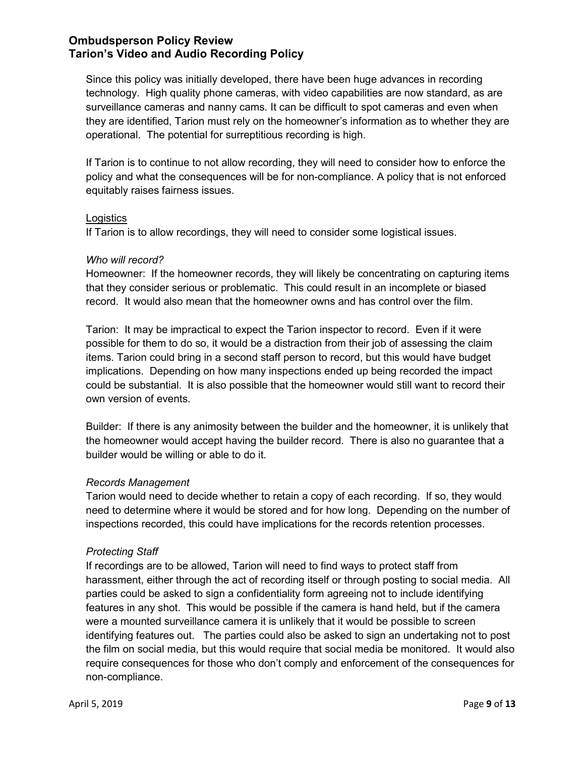Since this policy was initially developed, there have been huge advances in recording technology. High quality phone cameras, with video capabilities are now standard, as are surveillance cameras and nanny cams. It can be difficult to spot cameras and even when they are identified, Tarion must rely on the homeowner's information as to whether they are operational. The potential for surreptitious recording is high.

If Tarion is to continue to not allow recording, they will need to consider how to enforce the policy and what the consequences will be for non-compliance. A policy that is not enforced equitably raises fairness issues.

<u>Logistics</u>

If Tarion is to allow recordings, they will need to consider some logistical issues.

*Who will record?*

Homeowner: If the homeowner records, they will likely be concentrating on capturing items that they consider serious or problematic. This could result in an incomplete or biased record. It would also mean that the homeowner owns and has control over the film.

Tarion: It may be impractical to expect the Tarion inspector to record. Even if it were possible for them to do so, it would be a distraction from their job of assessing the claim items. Tarion could bring in a second staff person to record, but this would have budget implications. Depending on how many inspections ended up being recorded the impact could be substantial. It is also possible that the homeowner would still want to record their own version of events.

Builder: If there is any animosity between the builder and the homeowner, it is unlikely that the homeowner would accept having the builder record. There is also no guarantee that a builder would be willing or able to do it.

*Records Management*

Tarion would need to decide whether to retain a copy of each recording. If so, they would need to determine where it would be stored and for how long. Depending on the number of inspections recorded, this could have implications for the records retention processes.

*Protecting Staff*

If recordings are to be allowed, Tarion will need to find ways to protect staff from harassment, either through the act of recording itself or through posting to social media. All parties could be asked to sign a confidentiality form agreeing not to include identifying features in any shot. This would be possible if the camera is hand held, but if the camera were a mounted surveillance camera it is unlikely that it would be possible to screen identifying features out. The parties could also be asked to sign an undertaking not to post the film on social media, but this would require that social media be monitored. It would also require consequences for those who don't comply and enforcement of the consequences for non-compliance.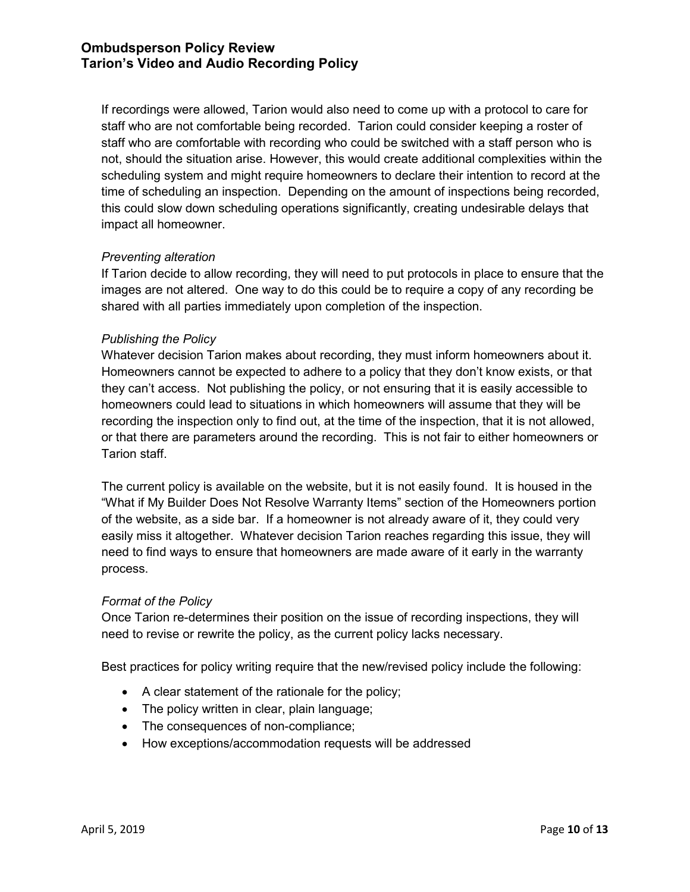If recordings were allowed, Tarion would also need to come up with a protocol to care for staff who are not comfortable being recorded. Tarion could consider keeping a roster of staff who are comfortable with recording who could be switched with a staff person who is not, should the situation arise. However, this would create additional complexities within the scheduling system and might require homeowners to declare their intention to record at the time of scheduling an inspection. Depending on the amount of inspections being recorded, this could slow down scheduling operations significantly, creating undesirable delays that impact all homeowner.

*Preventing alteration*

If Tarion decide to allow recording, they will need to put protocols in place to ensure that the images are not altered. One way to do this could be to require a copy of any recording be shared with all parties immediately upon completion of the inspection.

*Publishing the Policy*

Whatever decision Tarion makes about recording, they must inform homeowners about it. Homeowners cannot be expected to adhere to a policy that they don't know exists, or that they can't access. Not publishing the policy, or not ensuring that it is easily accessible to homeowners could lead to situations in which homeowners will assume that they will be recording the inspection only to find out, at the time of the inspection, that it is not allowed, or that there are parameters around the recording. This is not fair to either homeowners or Tarion staff.

The current policy is available on the website, but it is not easily found. It is housed in the "What if My Builder Does Not Resolve Warranty Items" section of the Homeowners portion of the website, as a side bar. If a homeowner is not already aware of it, they could very easily miss it altogether. Whatever decision Tarion reaches regarding this issue, they will need to find ways to ensure that homeowners are made aware of it early in the warranty process.

*Format of the Policy*

Once Tarion re-determines their position on the issue of recording inspections, they will need to revise or rewrite the policy, as the current policy lacks necessary.

Best practices for policy writing require that the new/revised policy include the following:

- A clear statement of the rationale for the policy;
- The policy written in clear, plain language;
- The consequences of non-compliance;
- How exceptions/accommodation requests will be addressed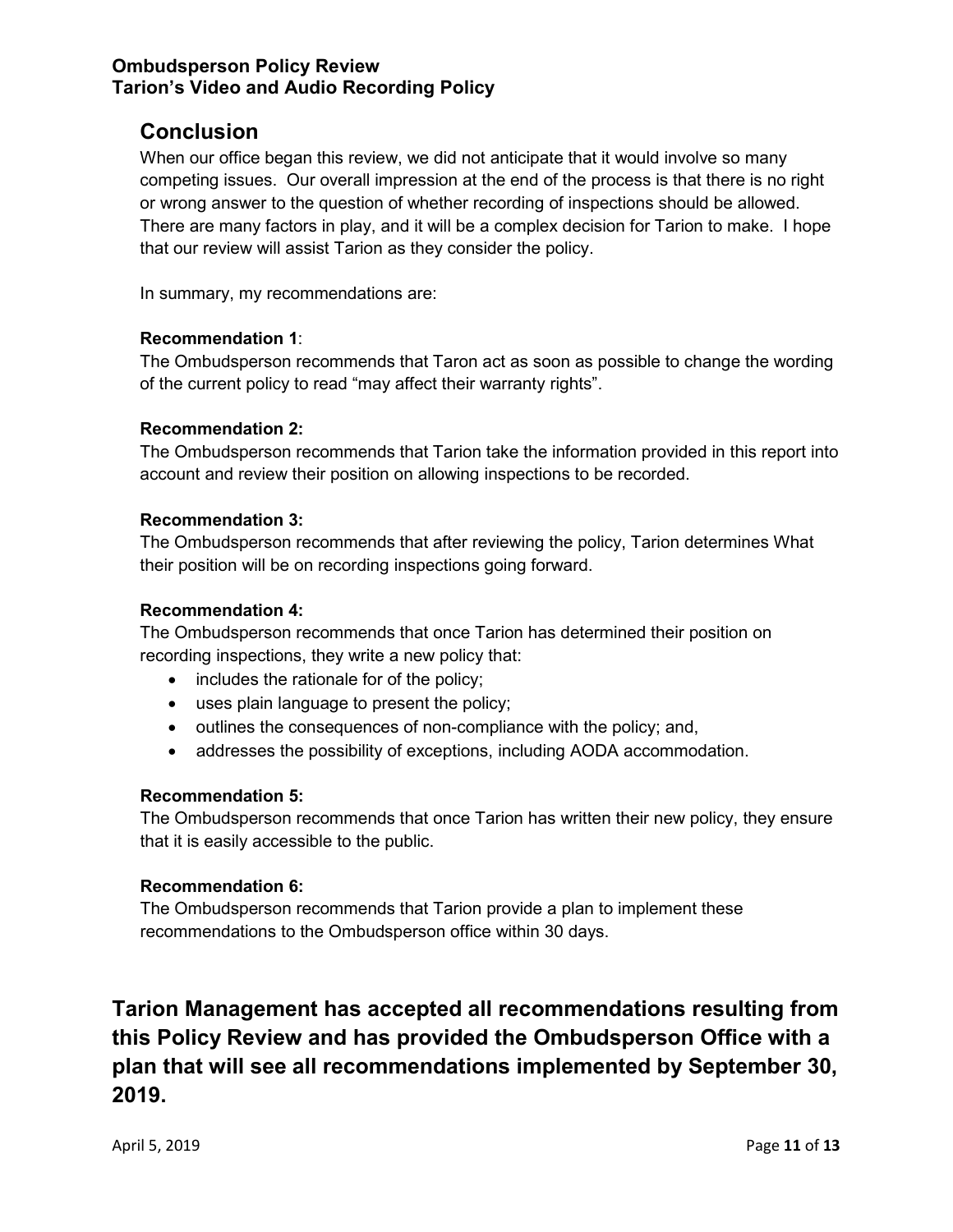## Conclusion

When our office began this review, we did not anticipate that it would involve so many competing issues. Our overall impression at the end of the process is that there is no right or wrong answer to the question of whether recording of inspections should be allowed. There are many factors in play, and it will be a complex decision for Tarion to make. I hope that our review will assist Tarion as they consider the policy.

In summary, my recommendations are:

**Recommendation 1**:
The Ombudsperson recommends that Taron act as soon as possible to change the wording of the current policy to read "may affect their warranty rights".

**Recommendation 2:**
The Ombudsperson recommends that Tarion take the information provided in this report into account and review their position on allowing inspections to be recorded.

**Recommendation 3:**
The Ombudsperson recommends that after reviewing the policy, Tarion determines What their position will be on recording inspections going forward.

**Recommendation 4:**
The Ombudsperson recommends that once Tarion has determined their position on recording inspections, they write a new policy that:

- includes the rationale for of the policy;
- uses plain language to present the policy;
- outlines the consequences of non-compliance with the policy; and,
- addresses the possibility of exceptions, including AODA accommodation.

**Recommendation 5:**
The Ombudsperson recommends that once Tarion has written their new policy, they ensure that it is easily accessible to the public.

**Recommendation 6:**
The Ombudsperson recommends that Tarion provide a plan to implement these recommendations to the Ombudsperson office within 30 days.

**Tarion Management has accepted all recommendations resulting from this Policy Review and has provided the Ombudsperson Office with a plan that will see all recommendations implemented by September 30, 2019.**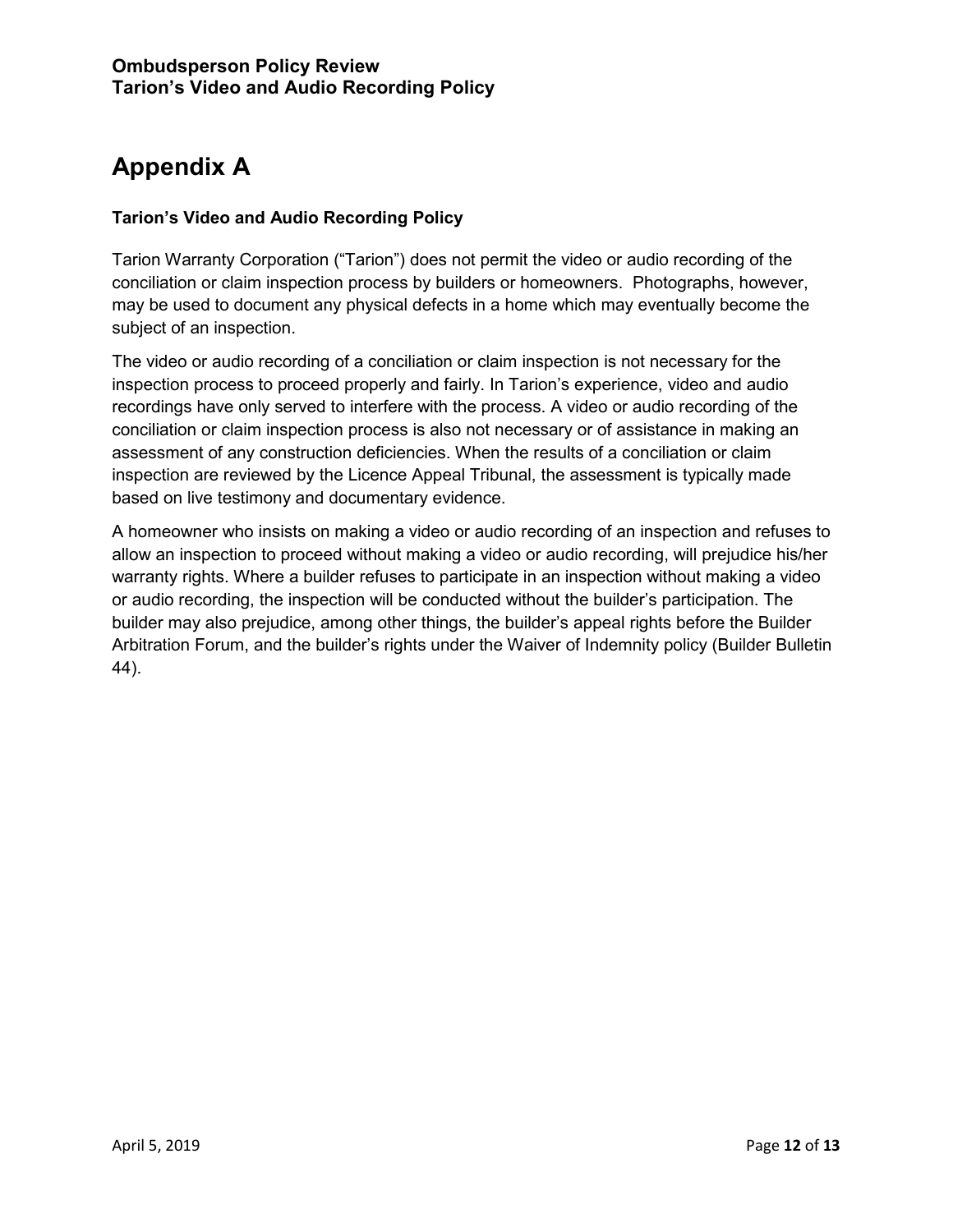# Appendix A

### Tarion's Video and Audio Recording Policy

Tarion Warranty Corporation ("Tarion") does not permit the video or audio recording of the conciliation or claim inspection process by builders or homeowners. Photographs, however, may be used to document any physical defects in a home which may eventually become the subject of an inspection.

The video or audio recording of a conciliation or claim inspection is not necessary for the inspection process to proceed properly and fairly. In Tarion's experience, video and audio recordings have only served to interfere with the process. A video or audio recording of the conciliation or claim inspection process is also not necessary or of assistance in making an assessment of any construction deficiencies. When the results of a conciliation or claim inspection are reviewed by the Licence Appeal Tribunal, the assessment is typically made based on live testimony and documentary evidence.

A homeowner who insists on making a video or audio recording of an inspection and refuses to allow an inspection to proceed without making a video or audio recording, will prejudice his/her warranty rights. Where a builder refuses to participate in an inspection without making a video or audio recording, the inspection will be conducted without the builder's participation. The builder may also prejudice, among other things, the builder's appeal rights before the Builder Arbitration Forum, and the builder's rights under the Waiver of Indemnity policy (Builder Bulletin 44).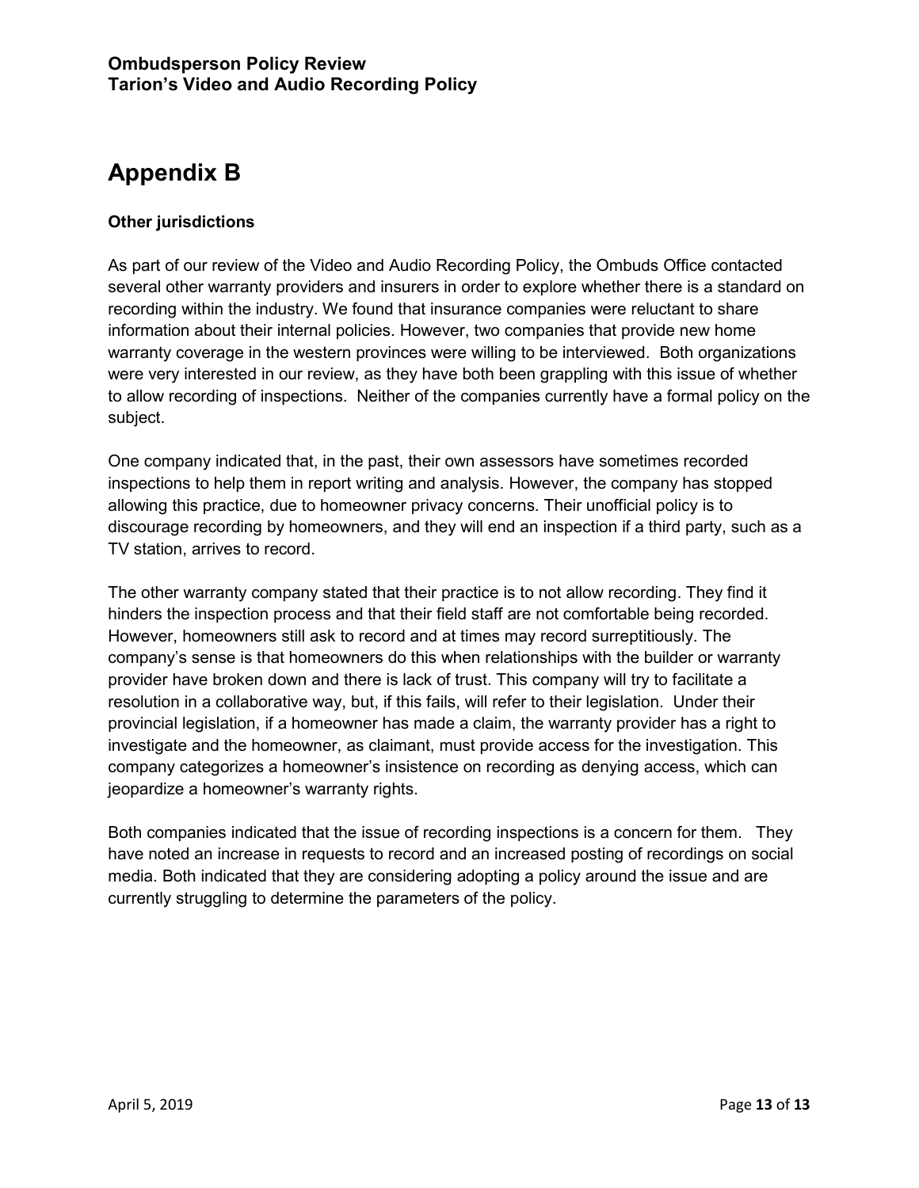# Appendix B

**Other jurisdictions**

As part of our review of the Video and Audio Recording Policy, the Ombuds Office contacted several other warranty providers and insurers in order to explore whether there is a standard on recording within the industry. We found that insurance companies were reluctant to share information about their internal policies. However, two companies that provide new home warranty coverage in the western provinces were willing to be interviewed. Both organizations were very interested in our review, as they have both been grappling with this issue of whether to allow recording of inspections. Neither of the companies currently have a formal policy on the subject.

One company indicated that, in the past, their own assessors have sometimes recorded inspections to help them in report writing and analysis. However, the company has stopped allowing this practice, due to homeowner privacy concerns. Their unofficial policy is to discourage recording by homeowners, and they will end an inspection if a third party, such as a TV station, arrives to record.

The other warranty company stated that their practice is to not allow recording. They find it hinders the inspection process and that their field staff are not comfortable being recorded. However, homeowners still ask to record and at times may record surreptitiously. The company's sense is that homeowners do this when relationships with the builder or warranty provider have broken down and there is lack of trust. This company will try to facilitate a resolution in a collaborative way, but, if this fails, will refer to their legislation. Under their provincial legislation, if a homeowner has made a claim, the warranty provider has a right to investigate and the homeowner, as claimant, must provide access for the investigation. This company categorizes a homeowner's insistence on recording as denying access, which can jeopardize a homeowner's warranty rights.

Both companies indicated that the issue of recording inspections is a concern for them. They have noted an increase in requests to record and an increased posting of recordings on social media. Both indicated that they are considering adopting a policy around the issue and are currently struggling to determine the parameters of the policy.